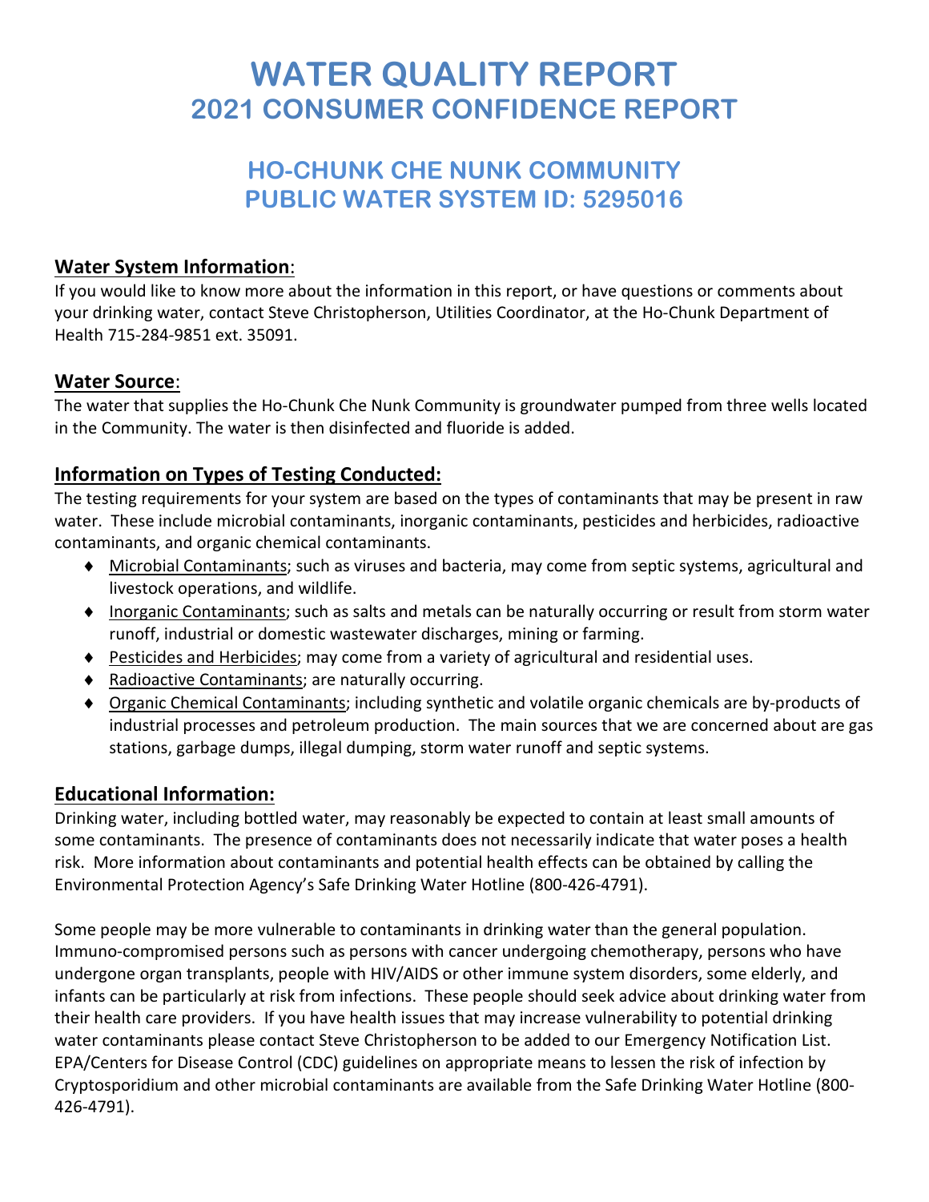# WATER QUALITY REPORT
## 2021 CONSUMER CONFIDENCE REPORT

## HO-CHUNK CHE NUNK COMMUNITY
## PUBLIC WATER SYSTEM ID: 5295016

### Water System Information:

If you would like to know more about the information in this report, or have questions or comments about your drinking water, contact Steve Christopherson, Utilities Coordinator, at the Ho-Chunk Department of Health 715-284-9851 ext. 35091.

### Water Source:

The water that supplies the Ho-Chunk Che Nunk Community is groundwater pumped from three wells located in the Community. The water is then disinfected and fluoride is added.

### Information on Types of Testing Conducted:

The testing requirements for your system are based on the types of contaminants that may be present in raw water. These include microbial contaminants, inorganic contaminants, pesticides and herbicides, radioactive contaminants, and organic chemical contaminants.

- Microbial Contaminants; such as viruses and bacteria, may come from septic systems, agricultural and livestock operations, and wildlife.
- Inorganic Contaminants; such as salts and metals can be naturally occurring or result from storm water runoff, industrial or domestic wastewater discharges, mining or farming.
- Pesticides and Herbicides; may come from a variety of agricultural and residential uses.
- Radioactive Contaminants; are naturally occurring.
- Organic Chemical Contaminants; including synthetic and volatile organic chemicals are by-products of industrial processes and petroleum production. The main sources that we are concerned about are gas stations, garbage dumps, illegal dumping, storm water runoff and septic systems.

### Educational Information:

Drinking water, including bottled water, may reasonably be expected to contain at least small amounts of some contaminants. The presence of contaminants does not necessarily indicate that water poses a health risk. More information about contaminants and potential health effects can be obtained by calling the Environmental Protection Agency's Safe Drinking Water Hotline (800-426-4791).

Some people may be more vulnerable to contaminants in drinking water than the general population. Immuno-compromised persons such as persons with cancer undergoing chemotherapy, persons who have undergone organ transplants, people with HIV/AIDS or other immune system disorders, some elderly, and infants can be particularly at risk from infections. These people should seek advice about drinking water from their health care providers. If you have health issues that may increase vulnerability to potential drinking water contaminants please contact Steve Christopherson to be added to our Emergency Notification List. EPA/Centers for Disease Control (CDC) guidelines on appropriate means to lessen the risk of infection by Cryptosporidium and other microbial contaminants are available from the Safe Drinking Water Hotline (800-426-4791).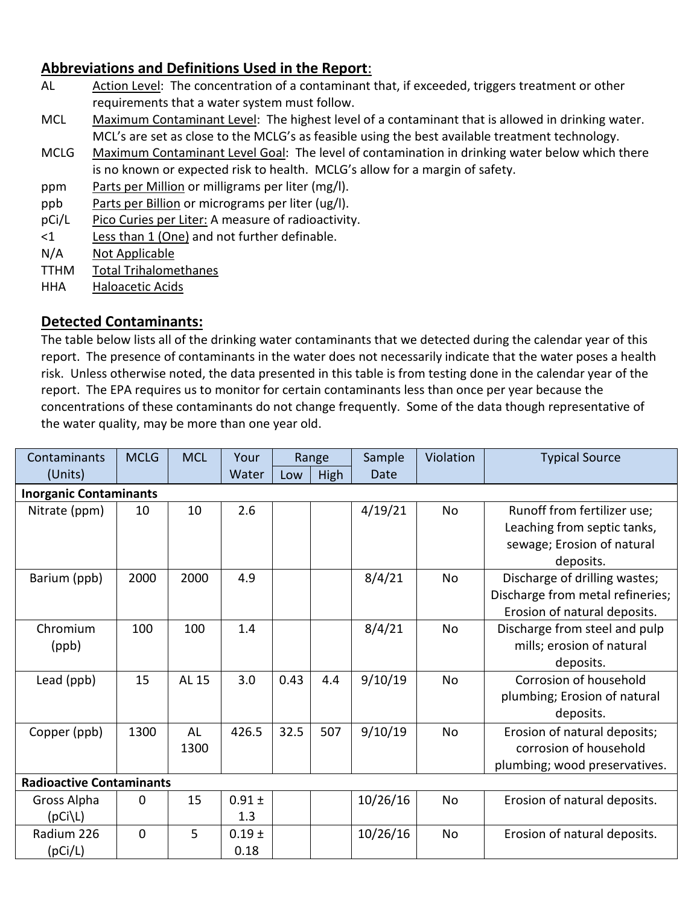## Abbreviations and Definitions Used in the Report:

AL Action Level: The concentration of a contaminant that, if exceeded, triggers treatment or other requirements that a water system must follow.

MCL Maximum Contaminant Level: The highest level of a contaminant that is allowed in drinking water. MCL's are set as close to the MCLG's as feasible using the best available treatment technology.

MCLG Maximum Contaminant Level Goal: The level of contamination in drinking water below which there is no known or expected risk to health. MCLG's allow for a margin of safety.

ppm Parts per Million or milligrams per liter (mg/l).

ppb Parts per Billion or micrograms per liter (ug/l).

pCi/L Pico Curies per Liter: A measure of radioactivity.

<1 Less than 1 (One) and not further definable.

N/A Not Applicable

TTHM Total Trihalomethanes

HHA Haloacetic Acids

## Detected Contaminants:

The table below lists all of the drinking water contaminants that we detected during the calendar year of this report. The presence of contaminants in the water does not necessarily indicate that the water poses a health risk. Unless otherwise noted, the data presented in this table is from testing done in the calendar year of the report. The EPA requires us to monitor for certain contaminants less than once per year because the concentrations of these contaminants do not change frequently. Some of the data though representative of the water quality, may be more than one year old.

| Contaminants (Units) | MCLG | MCL | Your Water | Range | | Sample Date | Violation | Typical Source |
|---|---|---|---|---|---|---|---|---|
| | | | | Low | High | | | |
| **Inorganic Contaminants** | | | | | | | | |
| Nitrate (ppm) | 10 | 10 | 2.6 | | | 4/19/21 | No | Runoff from fertilizer use; Leaching from septic tanks, sewage; Erosion of natural deposits. |
| Barium (ppb) | 2000 | 2000 | 4.9 | | | 8/4/21 | No | Discharge of drilling wastes; Discharge from metal refineries; Erosion of natural deposits. |
| Chromium (ppb) | 100 | 100 | 1.4 | | | 8/4/21 | No | Discharge from steel and pulp mills; erosion of natural deposits. |
| Lead (ppb) | 15 | AL 15 | 3.0 | 0.43 | 4.4 | 9/10/19 | No | Corrosion of household plumbing; Erosion of natural deposits. |
| Copper (ppb) | 1300 | AL 1300 | 426.5 | 32.5 | 507 | 9/10/19 | No | Erosion of natural deposits; corrosion of household plumbing; wood preservatives. |
| **Radioactive Contaminants** | | | | | | | | |
| Gross Alpha (pCi\L) | 0 | 15 | 0.91 ± 1.3 | | | 10/26/16 | No | Erosion of natural deposits. |
| Radium 226 (pCi/L) | 0 | 5 | 0.19 ± 0.18 | | | 10/26/16 | No | Erosion of natural deposits. |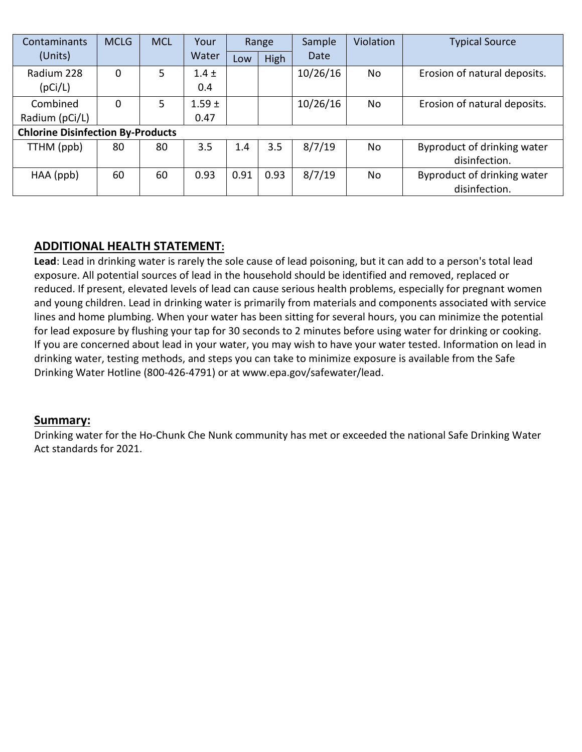| Contaminants (Units) | MCLG | MCL | Your Water | Range | | Sample Date | Violation | Typical Source |
|---|---|---|---|---|---|---|---|---|
| | | | | Low | High | | | |
| Radium 228 (pCi/L) | 0 | 5 | 1.4 ± 0.4 | | | 10/26/16 | No | Erosion of natural deposits. |
| Combined Radium (pCi/L) | 0 | 5 | 1.59 ± 0.47 | | | 10/26/16 | No | Erosion of natural deposits. |
| **Chlorine Disinfection By-Products** | | | | | | | | |
| TTHM (ppb) | 80 | 80 | 3.5 | 1.4 | 3.5 | 8/7/19 | No | Byproduct of drinking water disinfection. |
| HAA (ppb) | 60 | 60 | 0.93 | 0.91 | 0.93 | 8/7/19 | No | Byproduct of drinking water disinfection. |

## ADDITIONAL HEALTH STATEMENT:

**Lead**: Lead in drinking water is rarely the sole cause of lead poisoning, but it can add to a person's total lead exposure. All potential sources of lead in the household should be identified and removed, replaced or reduced. If present, elevated levels of lead can cause serious health problems, especially for pregnant women and young children. Lead in drinking water is primarily from materials and components associated with service lines and home plumbing. When your water has been sitting for several hours, you can minimize the potential for lead exposure by flushing your tap for 30 seconds to 2 minutes before using water for drinking or cooking. If you are concerned about lead in your water, you may wish to have your water tested. Information on lead in drinking water, testing methods, and steps you can take to minimize exposure is available from the Safe Drinking Water Hotline (800-426-4791) or at www.epa.gov/safewater/lead.

## Summary:

Drinking water for the Ho-Chunk Che Nunk community has met or exceeded the national Safe Drinking Water Act standards for 2021.